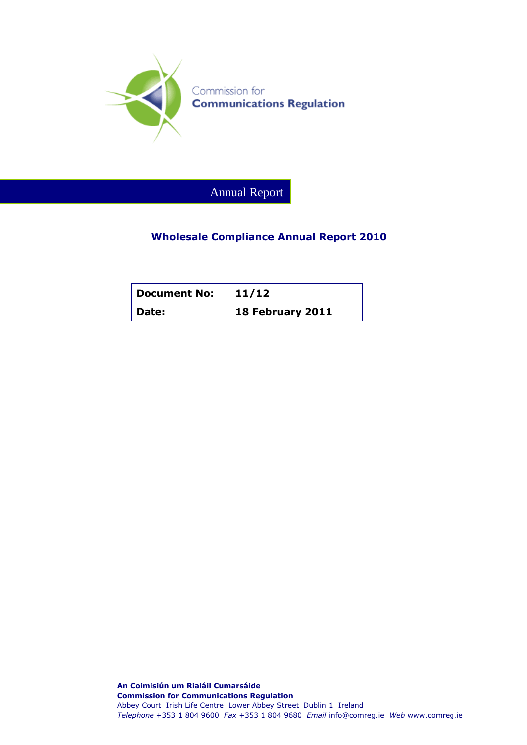Commission for
**Communications Regulation**

Annual Report

# Wholesale Compliance Annual Report 2010

| Document No: | 11/12 |
|---|---|
| Date: | 18 February 2011 |

**An Coimisiún um Rialáil Cumarsáide**
**Commission for Communications Regulation**
Abbey Court Irish Life Centre Lower Abbey Street Dublin 1 Ireland
*Telephone* +353 1 804 9600 *Fax* +353 1 804 9680 *Email* info@comreg.ie *Web* www.comreg.ie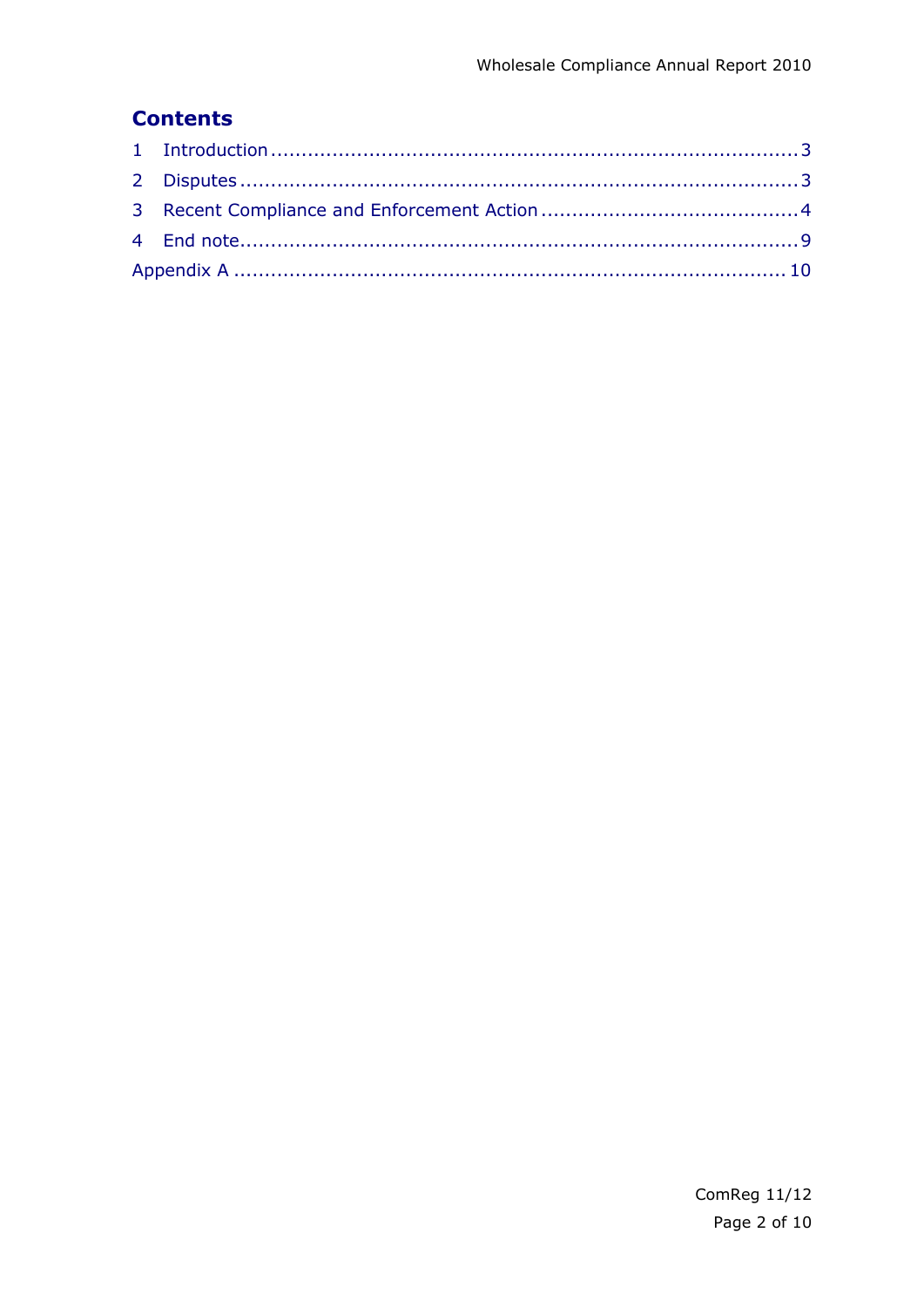## Contents

1 Introduction .......................................................................................... 3

2 Disputes ............................................................................................... 3

3 Recent Compliance and Enforcement Action .......................................... 4

4 End note ............................................................................................... 9

Appendix A ............................................................................................ 10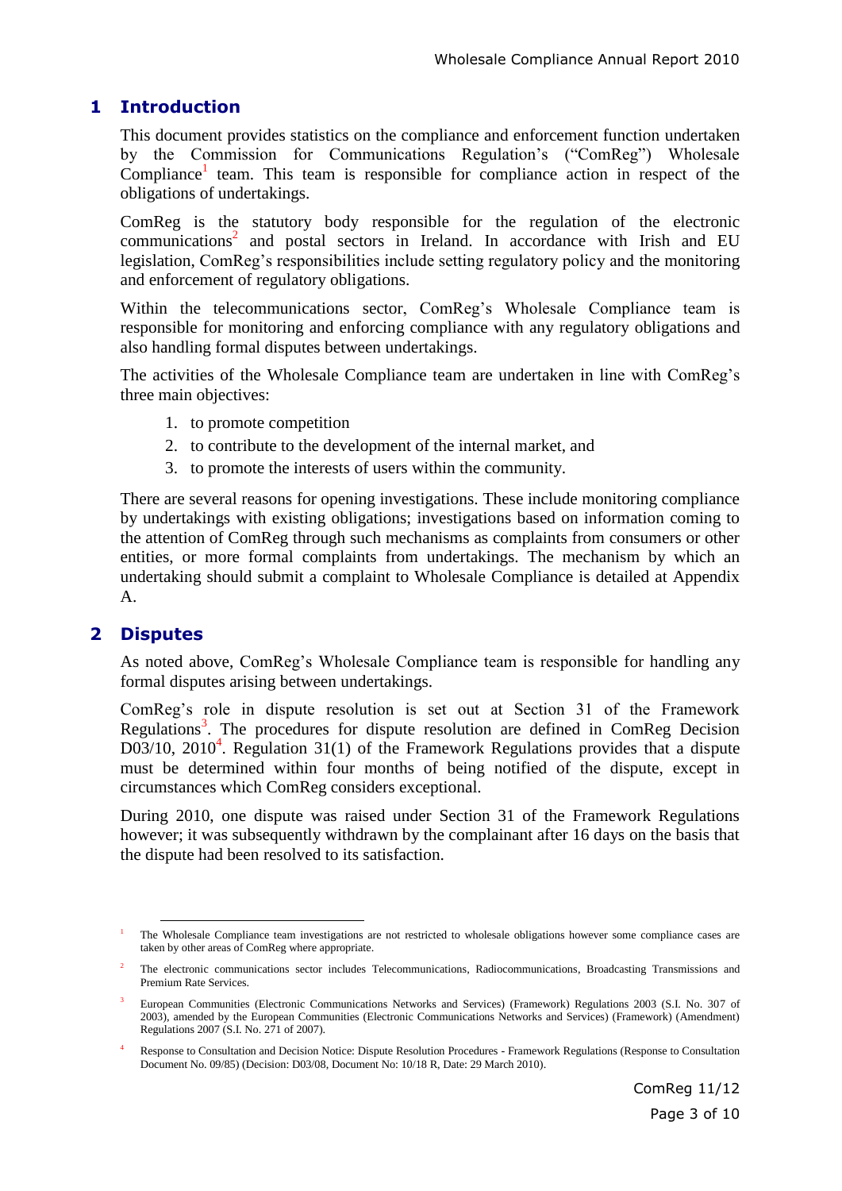## 1 Introduction

This document provides statistics on the compliance and enforcement function undertaken by the Commission for Communications Regulation's ("ComReg") Wholesale Compliance[1] team. This team is responsible for compliance action in respect of the obligations of undertakings.

ComReg is the statutory body responsible for the regulation of the electronic communications[2] and postal sectors in Ireland. In accordance with Irish and EU legislation, ComReg's responsibilities include setting regulatory policy and the monitoring and enforcement of regulatory obligations.

Within the telecommunications sector, ComReg's Wholesale Compliance team is responsible for monitoring and enforcing compliance with any regulatory obligations and also handling formal disputes between undertakings.

The activities of the Wholesale Compliance team are undertaken in line with ComReg's three main objectives:

1. to promote competition
2. to contribute to the development of the internal market, and
3. to promote the interests of users within the community.

There are several reasons for opening investigations. These include monitoring compliance by undertakings with existing obligations; investigations based on information coming to the attention of ComReg through such mechanisms as complaints from consumers or other entities, or more formal complaints from undertakings. The mechanism by which an undertaking should submit a complaint to Wholesale Compliance is detailed at Appendix A.

## 2 Disputes

As noted above, ComReg's Wholesale Compliance team is responsible for handling any formal disputes arising between undertakings.

ComReg's role in dispute resolution is set out at Section 31 of the Framework Regulations[3]. The procedures for dispute resolution are defined in ComReg Decision D03/10, 2010[4]. Regulation 31(1) of the Framework Regulations provides that a dispute must be determined within four months of being notified of the dispute, except in circumstances which ComReg considers exceptional.

During 2010, one dispute was raised under Section 31 of the Framework Regulations however; it was subsequently withdrawn by the complainant after 16 days on the basis that the dispute had been resolved to its satisfaction.

---

[1] The Wholesale Compliance team investigations are not restricted to wholesale obligations however some compliance cases are taken by other areas of ComReg where appropriate.

[2] The electronic communications sector includes Telecommunications, Radiocommunications, Broadcasting Transmissions and Premium Rate Services.

[3] European Communities (Electronic Communications Networks and Services) (Framework) Regulations 2003 (S.I. No. 307 of 2003), amended by the European Communities (Electronic Communications Networks and Services) (Framework) (Amendment) Regulations 2007 (S.I. No. 271 of 2007).

[4] Response to Consultation and Decision Notice: Dispute Resolution Procedures - Framework Regulations (Response to Consultation Document No. 09/85) (Decision: D03/08, Document No: 10/18 R, Date: 29 March 2010).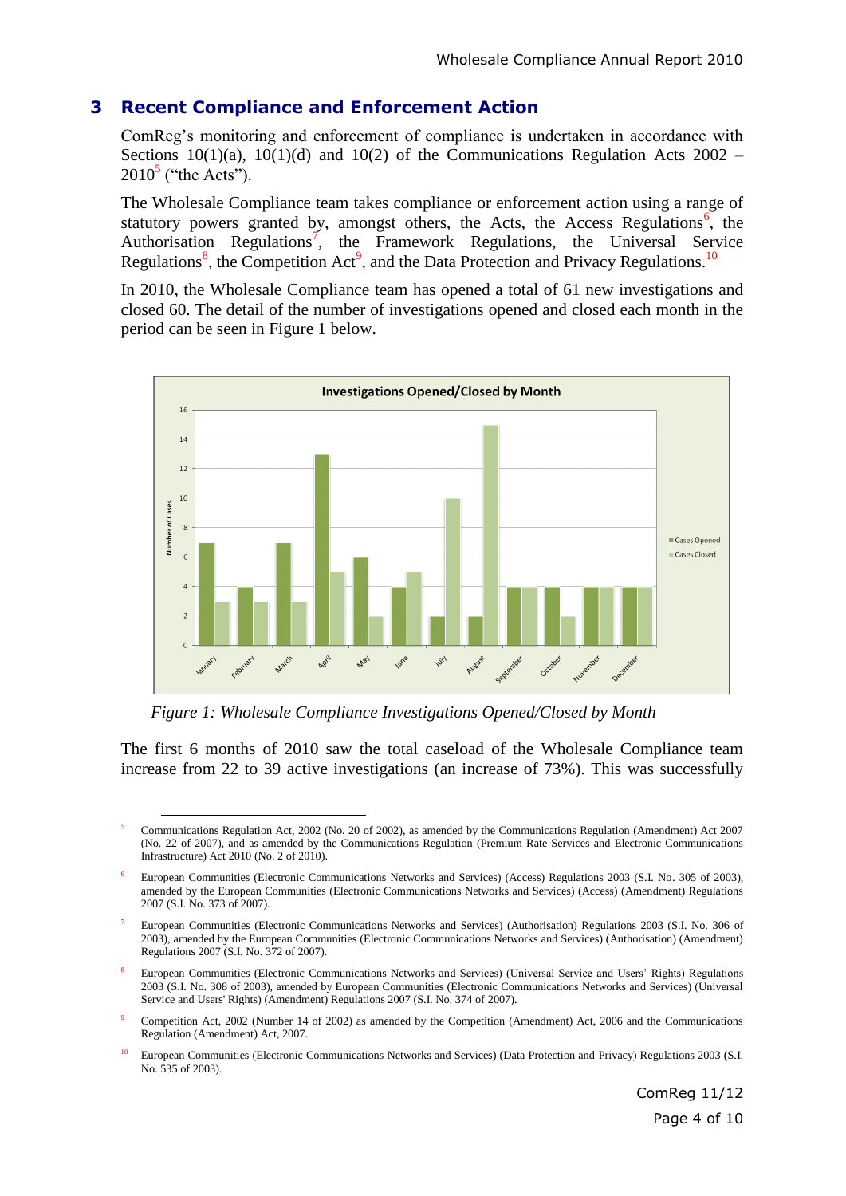## 3 Recent Compliance and Enforcement Action

ComReg's monitoring and enforcement of compliance is undertaken in accordance with Sections 10(1)(a), 10(1)(d) and 10(2) of the Communications Regulation Acts 2002 – 2010[5] ("the Acts").

The Wholesale Compliance team takes compliance or enforcement action using a range of statutory powers granted by, amongst others, the Acts, the Access Regulations[6], the Authorisation Regulations[7], the Framework Regulations, the Universal Service Regulations[8], the Competition Act[9], and the Data Protection and Privacy Regulations.[10]

In 2010, the Wholesale Compliance team has opened a total of 61 new investigations and closed 60. The detail of the number of investigations opened and closed each month in the period can be seen in Figure 1 below.

| Month | Cases Opened | Cases Closed |
|---|---|---|
| January | 7 | 3 |
| February | 4 | 3 |
| March | 7 | 3 |
| April | 13 | 5 |
| May | 6 | 2 |
| June | 4 | 5 |
| July | 2 | 10 |
| August | 2 | 15 |
| September | 4 | 4 |
| October | 4 | 2 |
| November | 4 | 4 |
| December | 4 | 4 |

*Figure 1: Wholesale Compliance Investigations Opened/Closed by Month*

The first 6 months of 2010 saw the total caseload of the Wholesale Compliance team increase from 22 to 39 active investigations (an increase of 73%). This was successfully

---

[5] Communications Regulation Act, 2002 (No. 20 of 2002), as amended by the Communications Regulation (Amendment) Act 2007 (No. 22 of 2007), and as amended by the Communications Regulation (Premium Rate Services and Electronic Communications Infrastructure) Act 2010 (No. 2 of 2010).

[6] European Communities (Electronic Communications Networks and Services) (Access) Regulations 2003 (S.I. No. 305 of 2003), amended by the European Communities (Electronic Communications Networks and Services) (Access) (Amendment) Regulations 2007 (S.I. No. 373 of 2007).

[7] European Communities (Electronic Communications Networks and Services) (Authorisation) Regulations 2003 (S.I. No. 306 of 2003), amended by the European Communities (Electronic Communications Networks and Services) (Authorisation) (Amendment) Regulations 2007 (S.I. No. 372 of 2007).

[8] European Communities (Electronic Communications Networks and Services) (Universal Service and Users' Rights) Regulations 2003 (S.I. No. 308 of 2003), amended by European Communities (Electronic Communications Networks and Services) (Universal Service and Users' Rights) (Amendment) Regulations 2007 (S.I. No. 374 of 2007).

[9] Competition Act, 2002 (Number 14 of 2002) as amended by the Competition (Amendment) Act, 2006 and the Communications Regulation (Amendment) Act, 2007.

[10] European Communities (Electronic Communications Networks and Services) (Data Protection and Privacy) Regulations 2003 (S.I. No. 535 of 2003).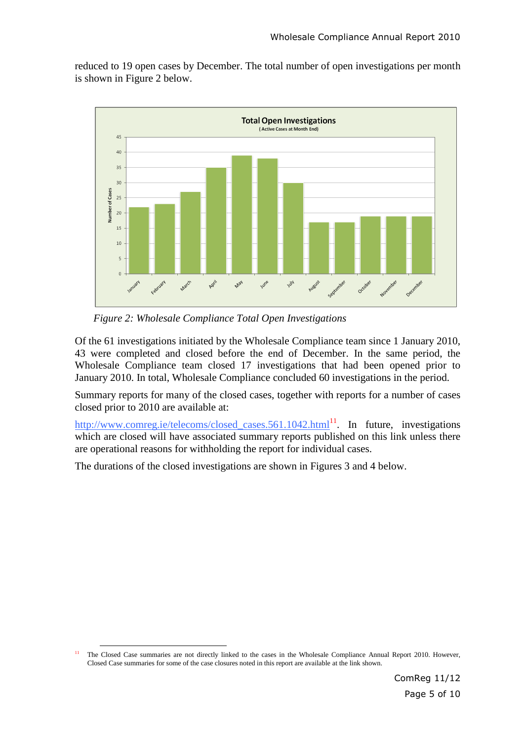reduced to 19 open cases by December. The total number of open investigations per month is shown in Figure 2 below.

*Figure 2: Wholesale Compliance Total Open Investigations*

Of the 61 investigations initiated by the Wholesale Compliance team since 1 January 2010, 43 were completed and closed before the end of December. In the same period, the Wholesale Compliance team closed 17 investigations that had been opened prior to January 2010. In total, Wholesale Compliance concluded 60 investigations in the period.

Summary reports for many of the closed cases, together with reports for a number of cases closed prior to 2010 are available at:

http://www.comreg.ie/telecoms/closed_cases.561.1042.html[11]. In future, investigations which are closed will have associated summary reports published on this link unless there are operational reasons for withholding the report for individual cases.

The durations of the closed investigations are shown in Figures 3 and 4 below.

[11] The Closed Case summaries are not directly linked to the cases in the Wholesale Compliance Annual Report 2010. However, Closed Case summaries for some of the case closures noted in this report are available at the link shown.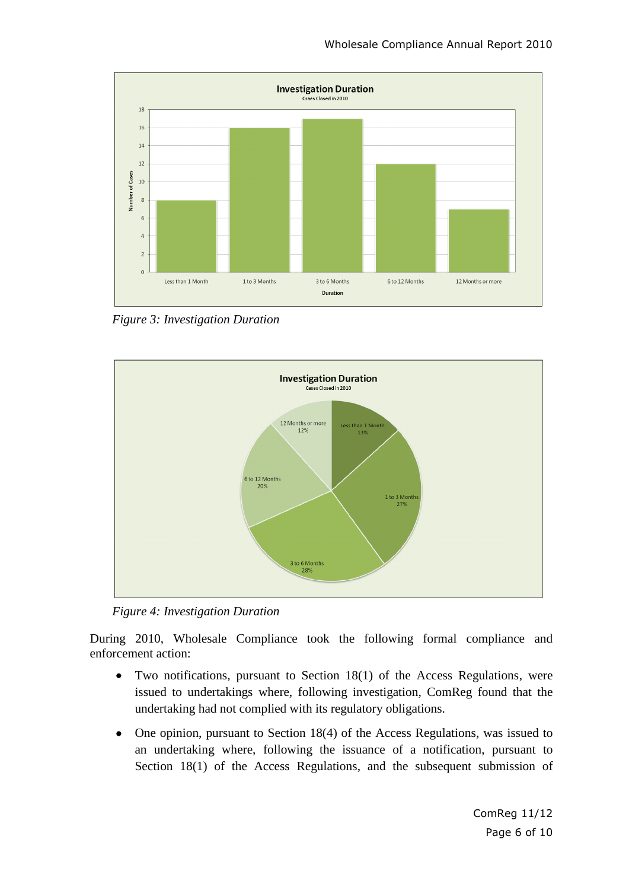*Figure 3: Investigation Duration*

*Figure 4: Investigation Duration*

During 2010, Wholesale Compliance took the following formal compliance and enforcement action:

- Two notifications, pursuant to Section 18(1) of the Access Regulations, were issued to undertakings where, following investigation, ComReg found that the undertaking had not complied with its regulatory obligations.
- One opinion, pursuant to Section 18(4) of the Access Regulations, was issued to an undertaking where, following the issuance of a notification, pursuant to Section 18(1) of the Access Regulations, and the subsequent submission of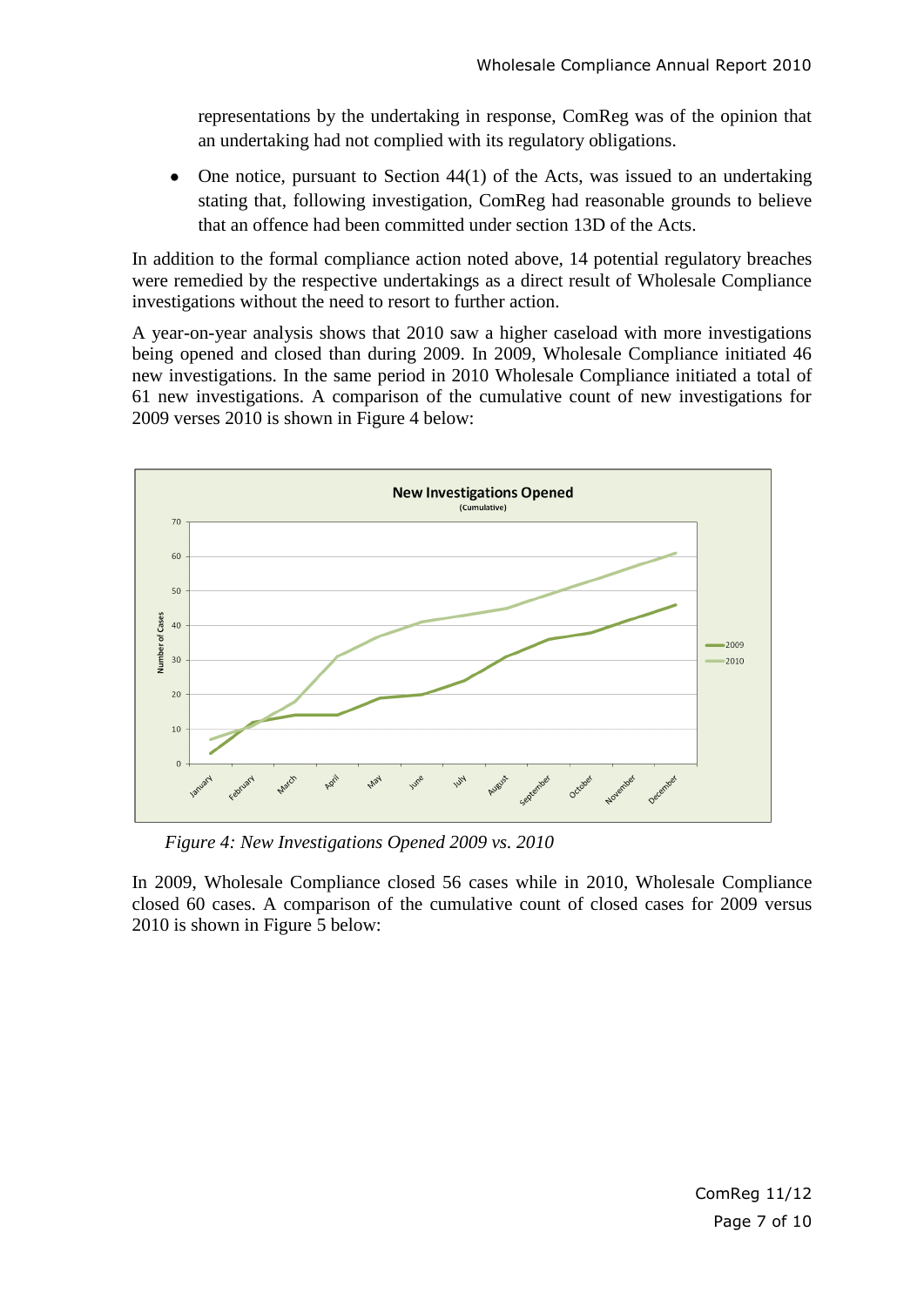representations by the undertaking in response, ComReg was of the opinion that an undertaking had not complied with its regulatory obligations.

- One notice, pursuant to Section 44(1) of the Acts, was issued to an undertaking stating that, following investigation, ComReg had reasonable grounds to believe that an offence had been committed under section 13D of the Acts.

In addition to the formal compliance action noted above, 14 potential regulatory breaches were remedied by the respective undertakings as a direct result of Wholesale Compliance investigations without the need to resort to further action.

A year-on-year analysis shows that 2010 saw a higher caseload with more investigations being opened and closed than during 2009. In 2009, Wholesale Compliance initiated 46 new investigations. In the same period in 2010 Wholesale Compliance initiated a total of 61 new investigations. A comparison of the cumulative count of new investigations for 2009 verses 2010 is shown in Figure 4 below:

*Figure 4: New Investigations Opened 2009 vs. 2010*

In 2009, Wholesale Compliance closed 56 cases while in 2010, Wholesale Compliance closed 60 cases. A comparison of the cumulative count of closed cases for 2009 versus 2010 is shown in Figure 5 below: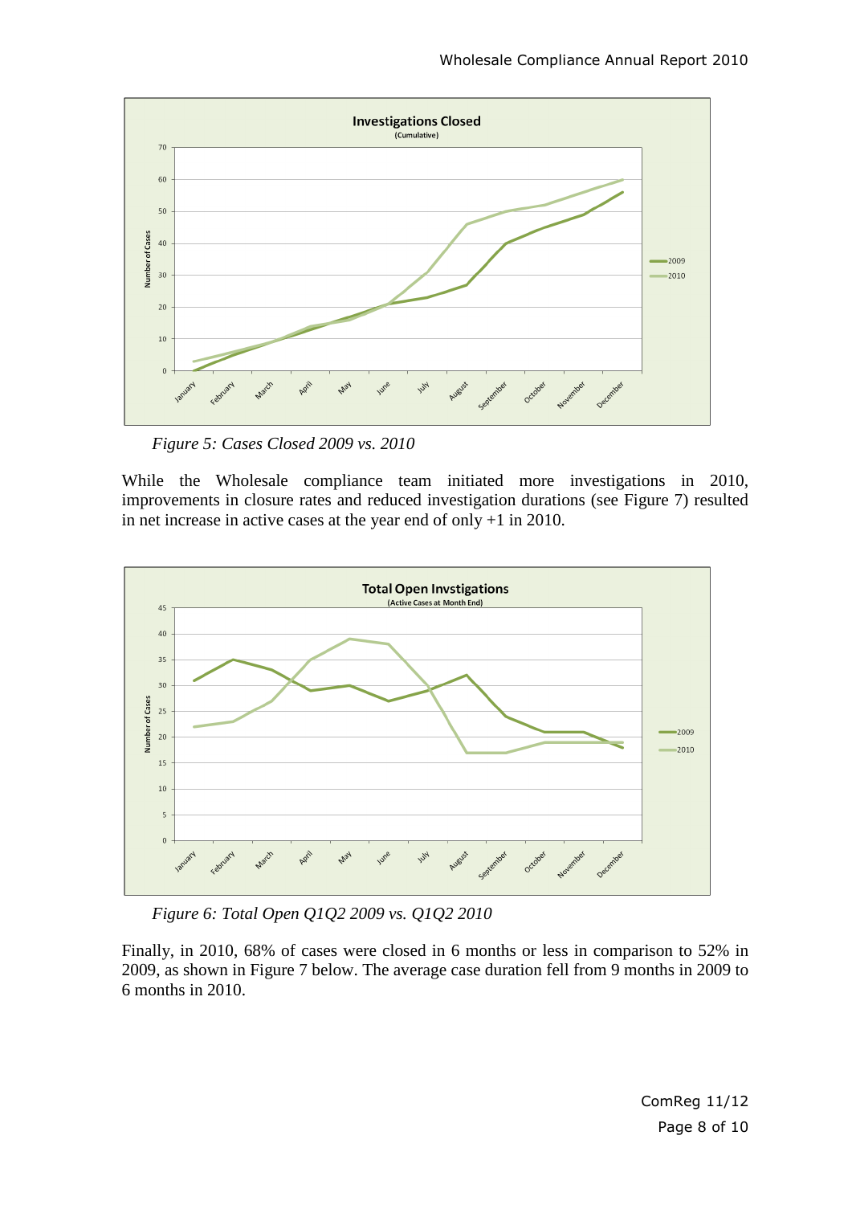*Figure 5: Cases Closed 2009 vs. 2010*

While the Wholesale compliance team initiated more investigations in 2010, improvements in closure rates and reduced investigation durations (see Figure 7) resulted in net increase in active cases at the year end of only +1 in 2010.

*Figure 6: Total Open Q1Q2 2009 vs. Q1Q2 2010*

Finally, in 2010, 68% of cases were closed in 6 months or less in comparison to 52% in 2009, as shown in Figure 7 below. The average case duration fell from 9 months in 2009 to 6 months in 2010.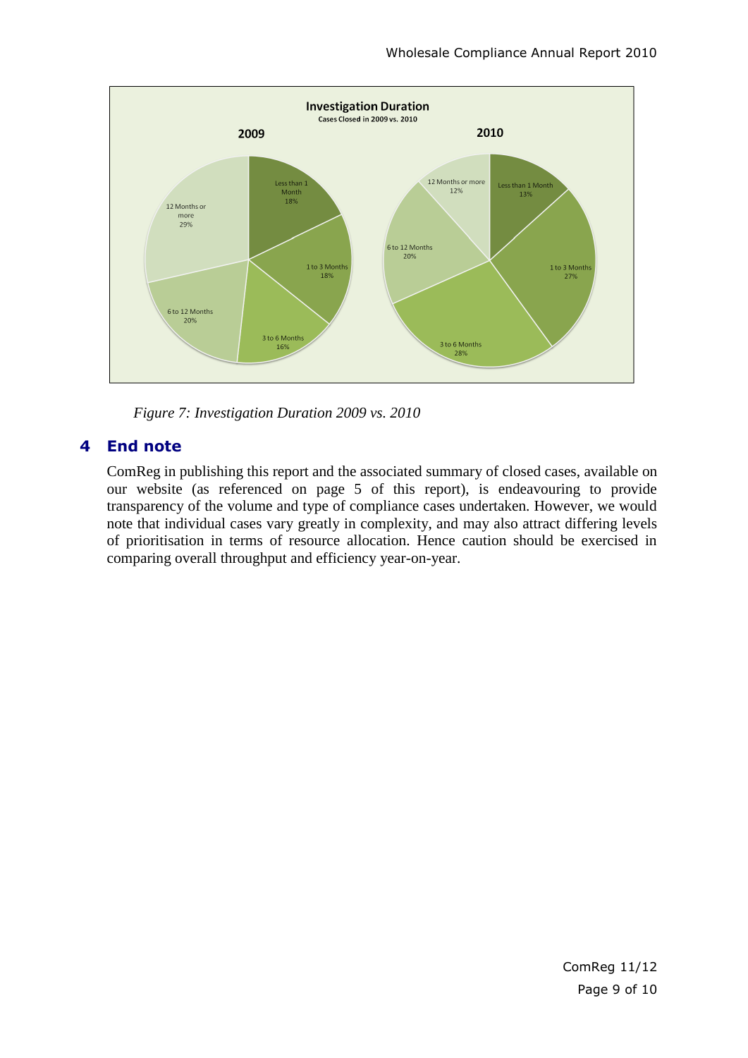**Investigation Duration**
Cases Closed in 2009 vs. 2010

| Duration | 2009 | 2010 |
| --- | --- | --- |
| Less than 1 Month | 18% | 13% |
| 1 to 3 Months | 18% | 27% |
| 3 to 6 Months | 16% | 28% |
| 6 to 12 Months | 20% | 20% |
| 12 Months or more | 29% | 12% |

*Figure 7: Investigation Duration 2009 vs. 2010*

# 4 End note

ComReg in publishing this report and the associated summary of closed cases, available on our website (as referenced on page 5 of this report), is endeavouring to provide transparency of the volume and type of compliance cases undertaken. However, we would note that individual cases vary greatly in complexity, and may also attract differing levels of prioritisation in terms of resource allocation. Hence caution should be exercised in comparing overall throughput and efficiency year-on-year.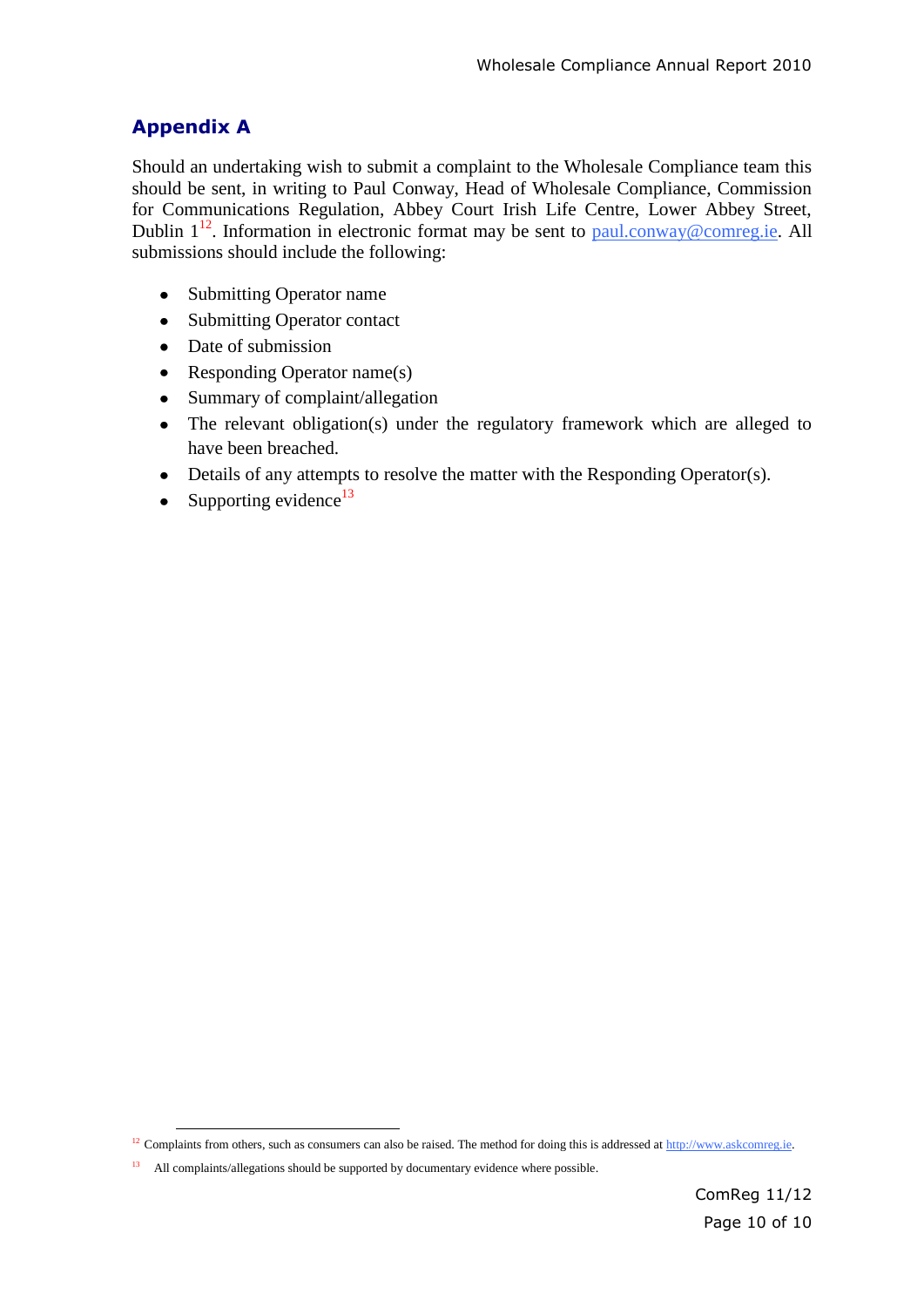## Appendix A

Should an undertaking wish to submit a complaint to the Wholesale Compliance team this should be sent, in writing to Paul Conway, Head of Wholesale Compliance, Commission for Communications Regulation, Abbey Court Irish Life Centre, Lower Abbey Street, Dublin 1[12]. Information in electronic format may be sent to paul.conway@comreg.ie. All submissions should include the following:

- Submitting Operator name
- Submitting Operator contact
- Date of submission
- Responding Operator name(s)
- Summary of complaint/allegation
- The relevant obligation(s) under the regulatory framework which are alleged to have been breached.
- Details of any attempts to resolve the matter with the Responding Operator(s).
- Supporting evidence[13]

[12] Complaints from others, such as consumers can also be raised. The method for doing this is addressed at http://www.askcomreg.ie.

[13] All complaints/allegations should be supported by documentary evidence where possible.